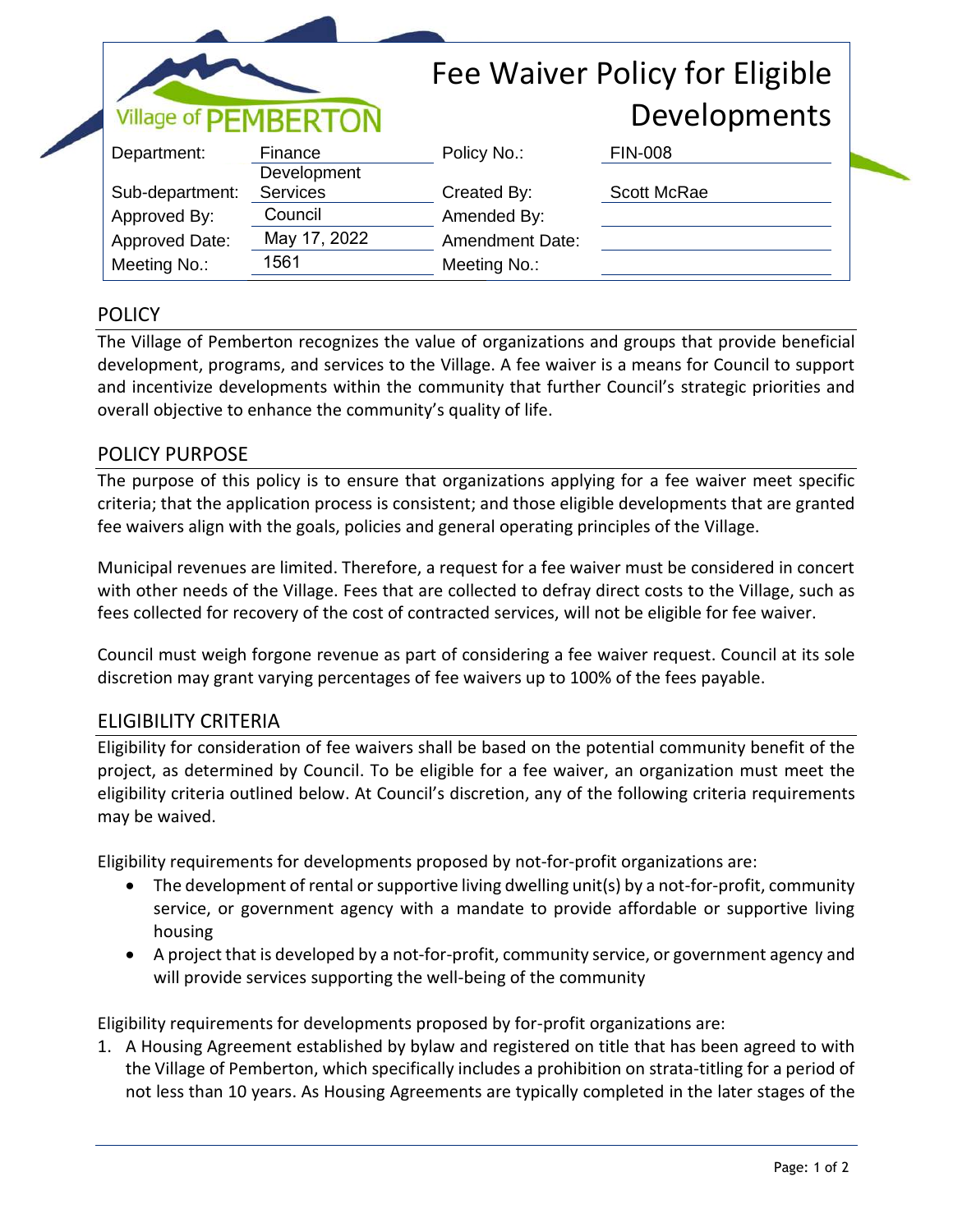Village of PEMBERTON

# Fee Waiver Policy for Eligible Developments

| | | | |
|---|---|---|---|
| Department: | Finance | Policy No.: | FIN-008 |
| Sub-department: | Development Services | Created By: | Scott McRae |
| Approved By: | Council | Amended By: | |
| Approved Date: | May 17, 2022 | Amendment Date: | |
| Meeting No.: | 1561 | Meeting No.: | |

## POLICY

The Village of Pemberton recognizes the value of organizations and groups that provide beneficial development, programs, and services to the Village. A fee waiver is a means for Council to support and incentivize developments within the community that further Council's strategic priorities and overall objective to enhance the community's quality of life.

## POLICY PURPOSE

The purpose of this policy is to ensure that organizations applying for a fee waiver meet specific criteria; that the application process is consistent; and those eligible developments that are granted fee waivers align with the goals, policies and general operating principles of the Village.

Municipal revenues are limited. Therefore, a request for a fee waiver must be considered in concert with other needs of the Village. Fees that are collected to defray direct costs to the Village, such as fees collected for recovery of the cost of contracted services, will not be eligible for fee waiver.

Council must weigh forgone revenue as part of considering a fee waiver request. Council at its sole discretion may grant varying percentages of fee waivers up to 100% of the fees payable.

## ELIGIBILITY CRITERIA

Eligibility for consideration of fee waivers shall be based on the potential community benefit of the project, as determined by Council. To be eligible for a fee waiver, an organization must meet the eligibility criteria outlined below. At Council's discretion, any of the following criteria requirements may be waived.

Eligibility requirements for developments proposed by not-for-profit organizations are:

- The development of rental or supportive living dwelling unit(s) by a not-for-profit, community service, or government agency with a mandate to provide affordable or supportive living housing
- A project that is developed by a not-for-profit, community service, or government agency and will provide services supporting the well-being of the community

Eligibility requirements for developments proposed by for-profit organizations are:

1. A Housing Agreement established by bylaw and registered on title that has been agreed to with the Village of Pemberton, which specifically includes a prohibition on strata-titling for a period of not less than 10 years. As Housing Agreements are typically completed in the later stages of the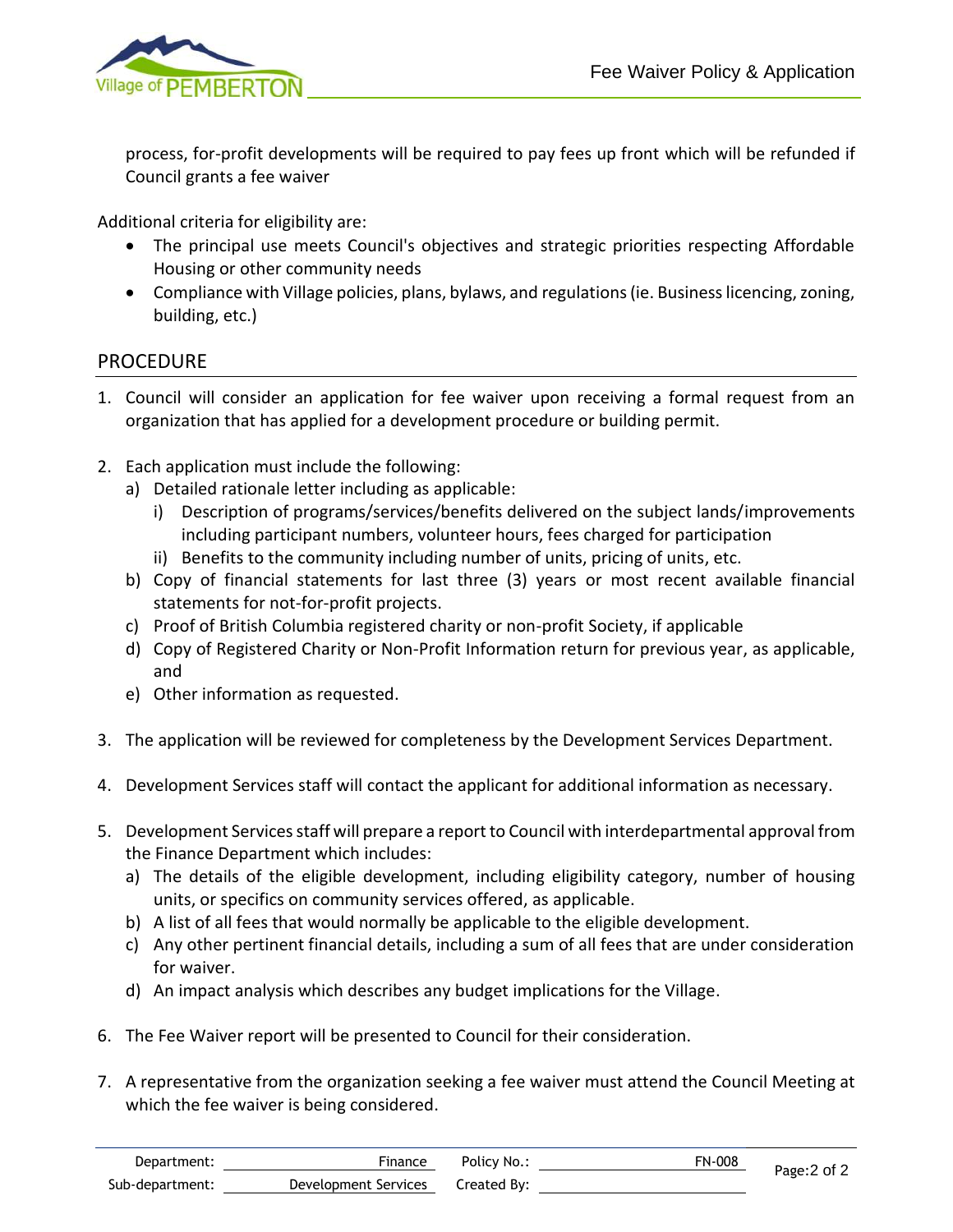process, for-profit developments will be required to pay fees up front which will be refunded if Council grants a fee waiver

Additional criteria for eligibility are:

- The principal use meets Council's objectives and strategic priorities respecting Affordable Housing or other community needs
- Compliance with Village policies, plans, bylaws, and regulations (ie. Business licencing, zoning, building, etc.)

## PROCEDURE

1. Council will consider an application for fee waiver upon receiving a formal request from an organization that has applied for a development procedure or building permit.

2. Each application must include the following:
   a) Detailed rationale letter including as applicable:
      i) Description of programs/services/benefits delivered on the subject lands/improvements including participant numbers, volunteer hours, fees charged for participation
      ii) Benefits to the community including number of units, pricing of units, etc.
   b) Copy of financial statements for last three (3) years or most recent available financial statements for not-for-profit projects.
   c) Proof of British Columbia registered charity or non-profit Society, if applicable
   d) Copy of Registered Charity or Non-Profit Information return for previous year, as applicable, and
   e) Other information as requested.

3. The application will be reviewed for completeness by the Development Services Department.

4. Development Services staff will contact the applicant for additional information as necessary.

5. Development Services staff will prepare a report to Council with interdepartmental approval from the Finance Department which includes:
   a) The details of the eligible development, including eligibility category, number of housing units, or specifics on community services offered, as applicable.
   b) A list of all fees that would normally be applicable to the eligible development.
   c) Any other pertinent financial details, including a sum of all fees that are under consideration for waiver.
   d) An impact analysis which describes any budget implications for the Village.

6. The Fee Waiver report will be presented to Council for their consideration.

7. A representative from the organization seeking a fee waiver must attend the Council Meeting at which the fee waiver is being considered.